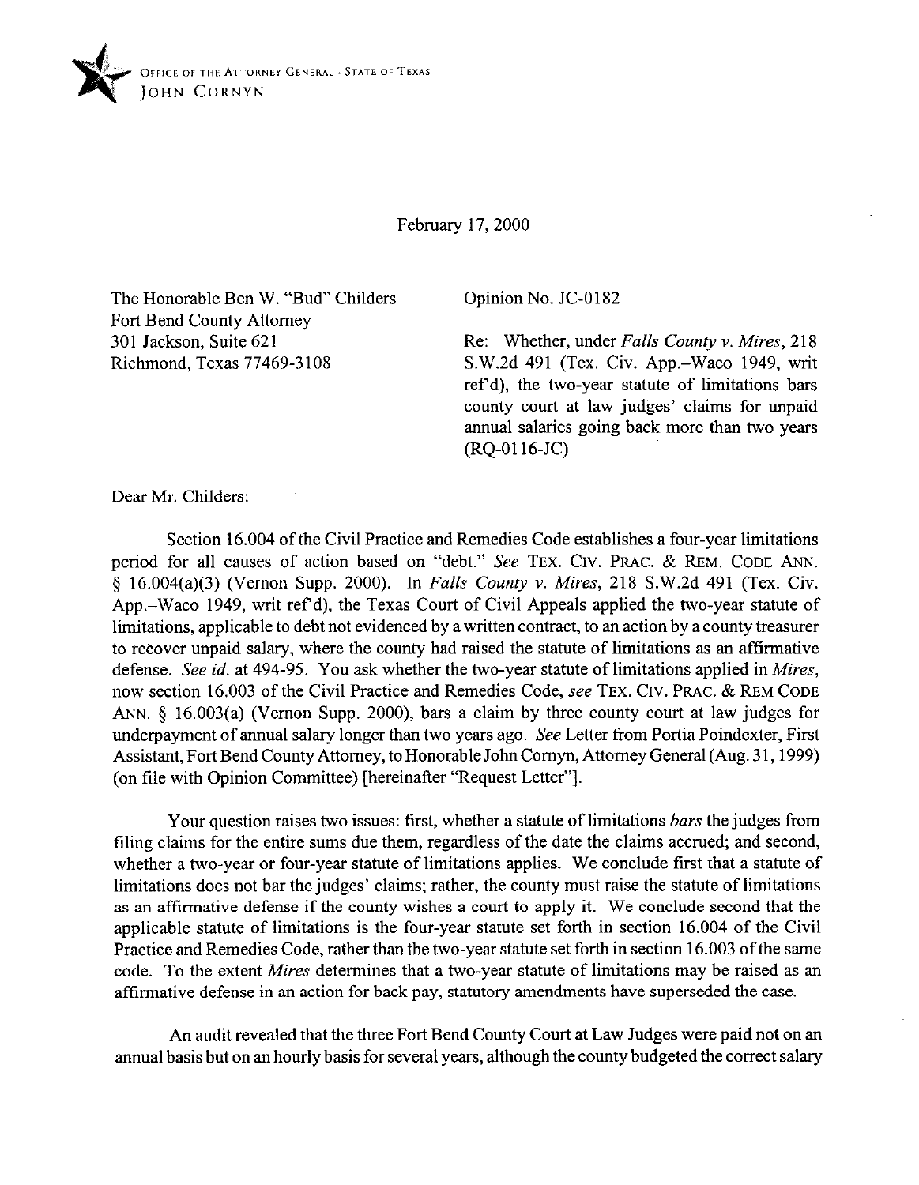OFFICE OF THE ATTORNEY GENERAL · STATE OF TEXAS
JOHN CORNYN

February 17, 2000

The Honorable Ben W. "Bud" Childers
Fort Bend County Attorney
301 Jackson, Suite 621
Richmond, Texas 77469-3108

Opinion No. JC-0182

Re: Whether, under *Falls County v. Mires*, 218 S.W.2d 491 (Tex. Civ. App.–Waco 1949, writ ref'd), the two-year statute of limitations bars county court at law judges' claims for unpaid annual salaries going back more than two years (RQ-0116-JC)

Dear Mr. Childers:

Section 16.004 of the Civil Practice and Remedies Code establishes a four-year limitations period for all causes of action based on "debt." *See* TEX. CIV. PRAC. & REM. CODE ANN. § 16.004(a)(3) (Vernon Supp. 2000). In *Falls County v. Mires*, 218 S.W.2d 491 (Tex. Civ. App.–Waco 1949, writ ref'd), the Texas Court of Civil Appeals applied the two-year statute of limitations, applicable to debt not evidenced by a written contract, to an action by a county treasurer to recover unpaid salary, where the county had raised the statute of limitations as an affirmative defense. *See id.* at 494-95. You ask whether the two-year statute of limitations applied in *Mires*, now section 16.003 of the Civil Practice and Remedies Code, *see* TEX. CIV. PRAC. & REM CODE ANN. § 16.003(a) (Vernon Supp. 2000), bars a claim by three county court at law judges for underpayment of annual salary longer than two years ago. *See* Letter from Portia Poindexter, First Assistant, Fort Bend County Attorney, to Honorable John Cornyn, Attorney General (Aug. 31, 1999) (on file with Opinion Committee) [hereinafter "Request Letter"].

Your question raises two issues: first, whether a statute of limitations *bars* the judges from filing claims for the entire sums due them, regardless of the date the claims accrued; and second, whether a two-year or four-year statute of limitations applies. We conclude first that a statute of limitations does not bar the judges' claims; rather, the county must raise the statute of limitations as an affirmative defense if the county wishes a court to apply it. We conclude second that the applicable statute of limitations is the four-year statute set forth in section 16.004 of the Civil Practice and Remedies Code, rather than the two-year statute set forth in section 16.003 of the same code. To the extent *Mires* determines that a two-year statute of limitations may be raised as an affirmative defense in an action for back pay, statutory amendments have superseded the case.

An audit revealed that the three Fort Bend County Court at Law Judges were paid not on an annual basis but on an hourly basis for several years, although the county budgeted the correct salary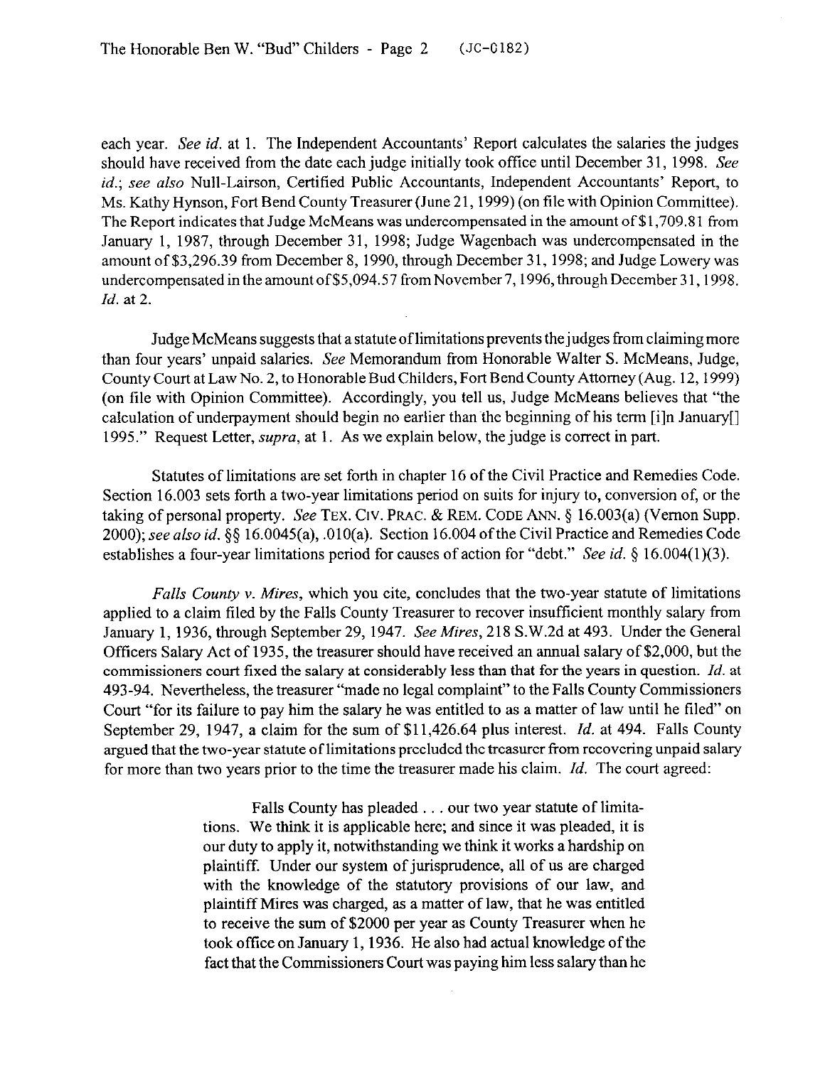each year. *See id.* at 1. The Independent Accountants' Report calculates the salaries the judges should have received from the date each judge initially took office until December 31, 1998. *See id.*; *see also* Null-Lairson, Certified Public Accountants, Independent Accountants' Report, to Ms. Kathy Hynson, Fort Bend County Treasurer (June 21, 1999) (on file with Opinion Committee). The Report indicates that Judge McMeans was undercompensated in the amount of $1,709.81 from January 1, 1987, through December 31, 1998; Judge Wagenbach was undercompensated in the amount of $3,296.39 from December 8, 1990, through December 31, 1998; and Judge Lowery was undercompensated in the amount of $5,094.57 from November 7, 1996, through December 31, 1998. *Id.* at 2.

Judge McMeans suggests that a statute of limitations prevents the judges from claiming more than four years' unpaid salaries. *See* Memorandum from Honorable Walter S. McMeans, Judge, County Court at Law No. 2, to Honorable Bud Childers, Fort Bend County Attorney (Aug. 12, 1999) (on file with Opinion Committee). Accordingly, you tell us, Judge McMeans believes that "the calculation of underpayment should begin no earlier than the beginning of his term [i]n January[] 1995." Request Letter, *supra*, at 1. As we explain below, the judge is correct in part.

Statutes of limitations are set forth in chapter 16 of the Civil Practice and Remedies Code. Section 16.003 sets forth a two-year limitations period on suits for injury to, conversion of, or the taking of personal property. *See* TEX. CIV. PRAC. & REM. CODE ANN. § 16.003(a) (Vernon Supp. 2000); *see also id.* §§ 16.0045(a), .010(a). Section 16.004 of the Civil Practice and Remedies Code establishes a four-year limitations period for causes of action for "debt." *See id.* § 16.004(1)(3).

*Falls County v. Mires*, which you cite, concludes that the two-year statute of limitations applied to a claim filed by the Falls County Treasurer to recover insufficient monthly salary from January 1, 1936, through September 29, 1947. *See Mires*, 218 S.W.2d at 493. Under the General Officers Salary Act of 1935, the treasurer should have received an annual salary of $2,000, but the commissioners court fixed the salary at considerably less than that for the years in question. *Id.* at 493-94. Nevertheless, the treasurer "made no legal complaint" to the Falls County Commissioners Court "for its failure to pay him the salary he was entitled to as a matter of law until he filed" on September 29, 1947, a claim for the sum of $11,426.64 plus interest. *Id.* at 494. Falls County argued that the two-year statute of limitations precluded the treasurer from recovering unpaid salary for more than two years prior to the time the treasurer made his claim. *Id.* The court agreed:

> Falls County has pleaded . . . our two year statute of limitations. We think it is applicable here; and since it was pleaded, it is our duty to apply it, notwithstanding we think it works a hardship on plaintiff. Under our system of jurisprudence, all of us are charged with the knowledge of the statutory provisions of our law, and plaintiff Mires was charged, as a matter of law, that he was entitled to receive the sum of $2000 per year as County Treasurer when he took office on January 1, 1936. He also had actual knowledge of the fact that the Commissioners Court was paying him less salary than he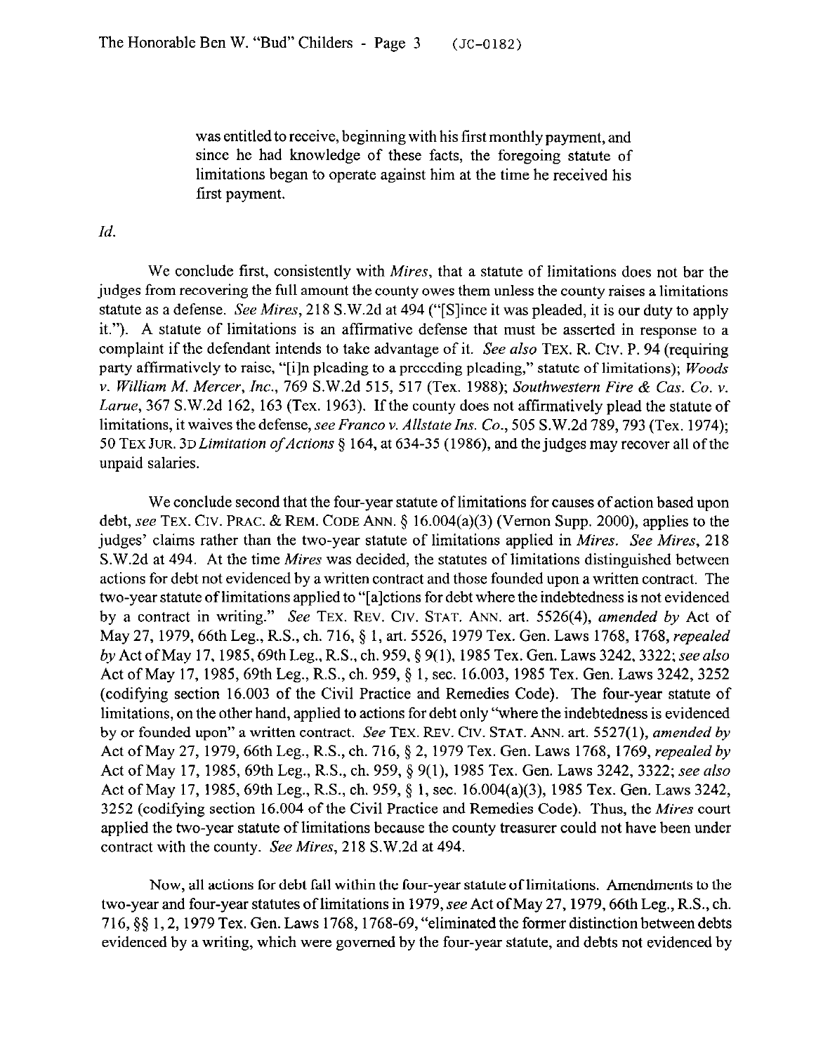> was entitled to receive, beginning with his first monthly payment, and since he had knowledge of these facts, the foregoing statute of limitations began to operate against him at the time he received his first payment.

*Id.*

We conclude first, consistently with *Mires*, that a statute of limitations does not bar the judges from recovering the full amount the county owes them unless the county raises a limitations statute as a defense. *See Mires*, 218 S.W.2d at 494 ("[S]ince it was pleaded, it is our duty to apply it."). A statute of limitations is an affirmative defense that must be asserted in response to a complaint if the defendant intends to take advantage of it. *See also* TEX. R. CIV. P. 94 (requiring party affirmatively to raise, "[i]n pleading to a preceding pleading," statute of limitations); *Woods v. William M. Mercer, Inc.*, 769 S.W.2d 515, 517 (Tex. 1988); *Southwestern Fire & Cas. Co. v. Larue*, 367 S.W.2d 162, 163 (Tex. 1963). If the county does not affirmatively plead the statute of limitations, it waives the defense, *see Franco v. Allstate Ins. Co.*, 505 S.W.2d 789, 793 (Tex. 1974); 50 TEX JUR. 3D *Limitation of Actions* § 164, at 634-35 (1986), and the judges may recover all of the unpaid salaries.

We conclude second that the four-year statute of limitations for causes of action based upon debt, *see* TEX. CIV. PRAC. & REM. CODE ANN. § 16.004(a)(3) (Vernon Supp. 2000), applies to the judges' claims rather than the two-year statute of limitations applied in *Mires*. *See Mires*, 218 S.W.2d at 494. At the time *Mires* was decided, the statutes of limitations distinguished between actions for debt not evidenced by a written contract and those founded upon a written contract. The two-year statute of limitations applied to "[a]ctions for debt where the indebtedness is not evidenced by a contract in writing." *See* TEX. REV. CIV. STAT. ANN. art. 5526(4), *amended by* Act of May 27, 1979, 66th Leg., R.S., ch. 716, § 1, art. 5526, 1979 Tex. Gen. Laws 1768, 1768, *repealed by* Act of May 17, 1985, 69th Leg., R.S., ch. 959, § 9(1), 1985 Tex. Gen. Laws 3242, 3322; *see also* Act of May 17, 1985, 69th Leg., R.S., ch. 959, § 1, sec. 16.003, 1985 Tex. Gen. Laws 3242, 3252 (codifying section 16.003 of the Civil Practice and Remedies Code). The four-year statute of limitations, on the other hand, applied to actions for debt only "where the indebtedness is evidenced by or founded upon" a written contract. *See* TEX. REV. CIV. STAT. ANN. art. 5527(1), *amended by* Act of May 27, 1979, 66th Leg., R.S., ch. 716, § 2, 1979 Tex. Gen. Laws 1768, 1769, *repealed by* Act of May 17, 1985, 69th Leg., R.S., ch. 959, § 9(1), 1985 Tex. Gen. Laws 3242, 3322; *see also* Act of May 17, 1985, 69th Leg., R.S., ch. 959, § 1, sec. 16.004(a)(3), 1985 Tex. Gen. Laws 3242, 3252 (codifying section 16.004 of the Civil Practice and Remedies Code). Thus, the *Mires* court applied the two-year statute of limitations because the county treasurer could not have been under contract with the county. *See Mires*, 218 S.W.2d at 494.

Now, all actions for debt fall within the four-year statute of limitations. Amendments to the two-year and four-year statutes of limitations in 1979, *see* Act of May 27, 1979, 66th Leg., R.S., ch. 716, §§ 1, 2, 1979 Tex. Gen. Laws 1768, 1768-69, "eliminated the former distinction between debts evidenced by a writing, which were governed by the four-year statute, and debts not evidenced by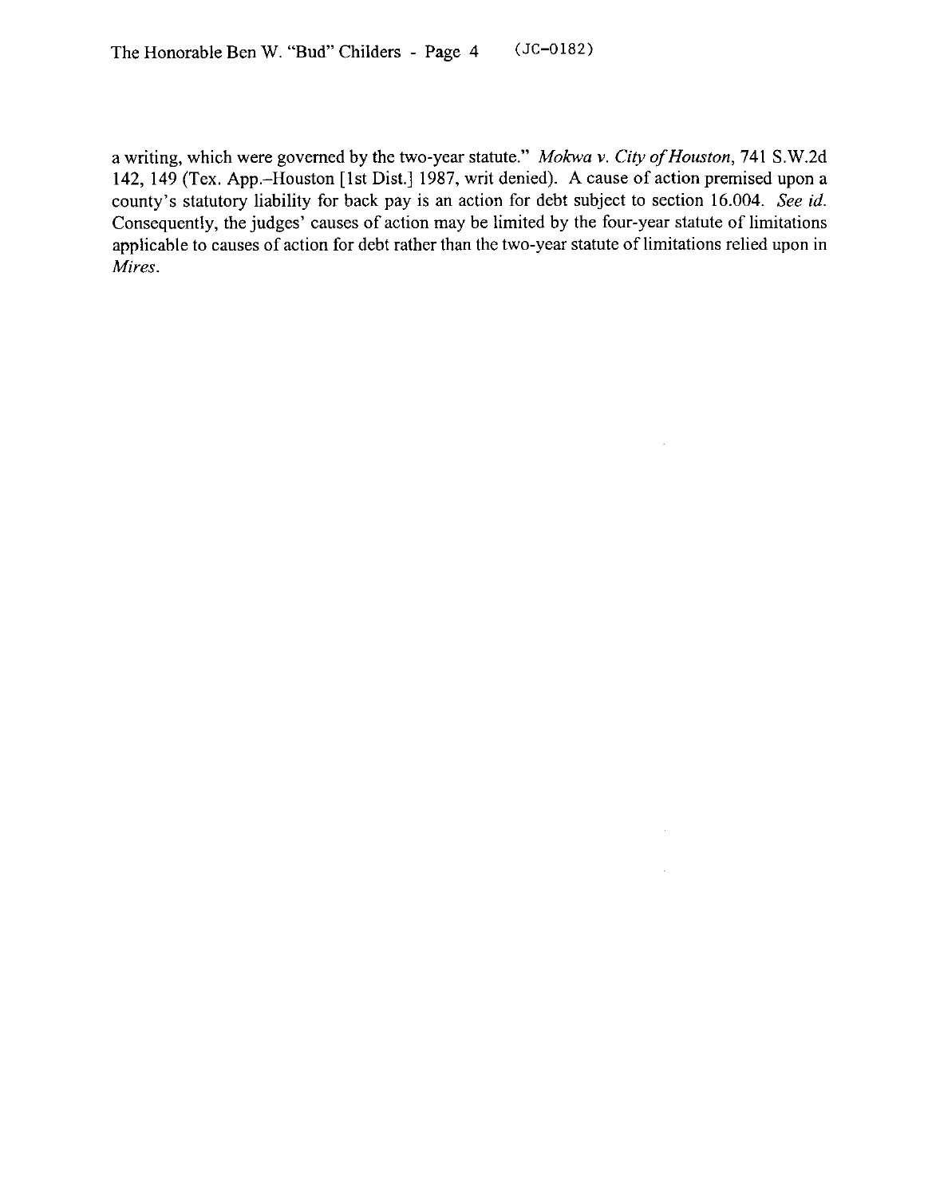a writing, which were governed by the two-year statute." *Mokwa v. City of Houston*, 741 S.W.2d 142, 149 (Tex. App.–Houston [1st Dist.] 1987, writ denied). A cause of action premised upon a county's statutory liability for back pay is an action for debt subject to section 16.004. *See id.* Consequently, the judges' causes of action may be limited by the four-year statute of limitations applicable to causes of action for debt rather than the two-year statute of limitations relied upon in *Mires*.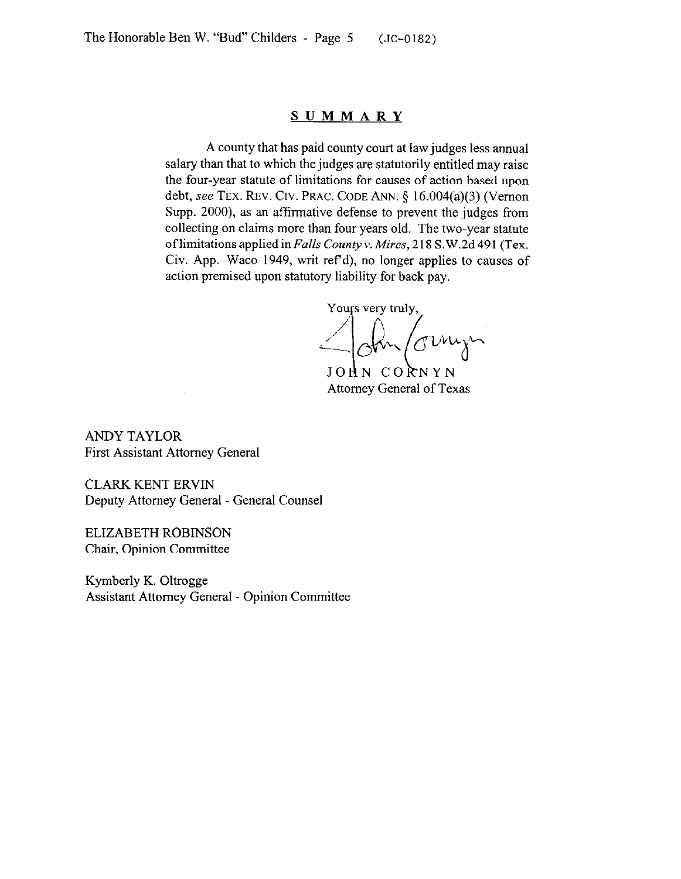## SUMMARY

A county that has paid county court at law judges less annual salary than that to which the judges are statutorily entitled may raise the four-year statute of limitations for causes of action based upon debt, *see* TEX. REV. CIV. PRAC. CODE ANN. § 16.004(a)(3) (Vernon Supp. 2000), as an affirmative defense to prevent the judges from collecting on claims more than four years old. The two-year statute of limitations applied in *Falls County v. Mires*, 218 S.W.2d 491 (Tex. Civ. App.–Waco 1949, writ ref'd), no longer applies to causes of action premised upon statutory liability for back pay.

Yours very truly,

JOHN CORNYN
Attorney General of Texas

ANDY TAYLOR
First Assistant Attorney General

CLARK KENT ERVIN
Deputy Attorney General - General Counsel

ELIZABETH ROBINSON
Chair, Opinion Committee

Kymberly K. Oltrogge
Assistant Attorney General - Opinion Committee